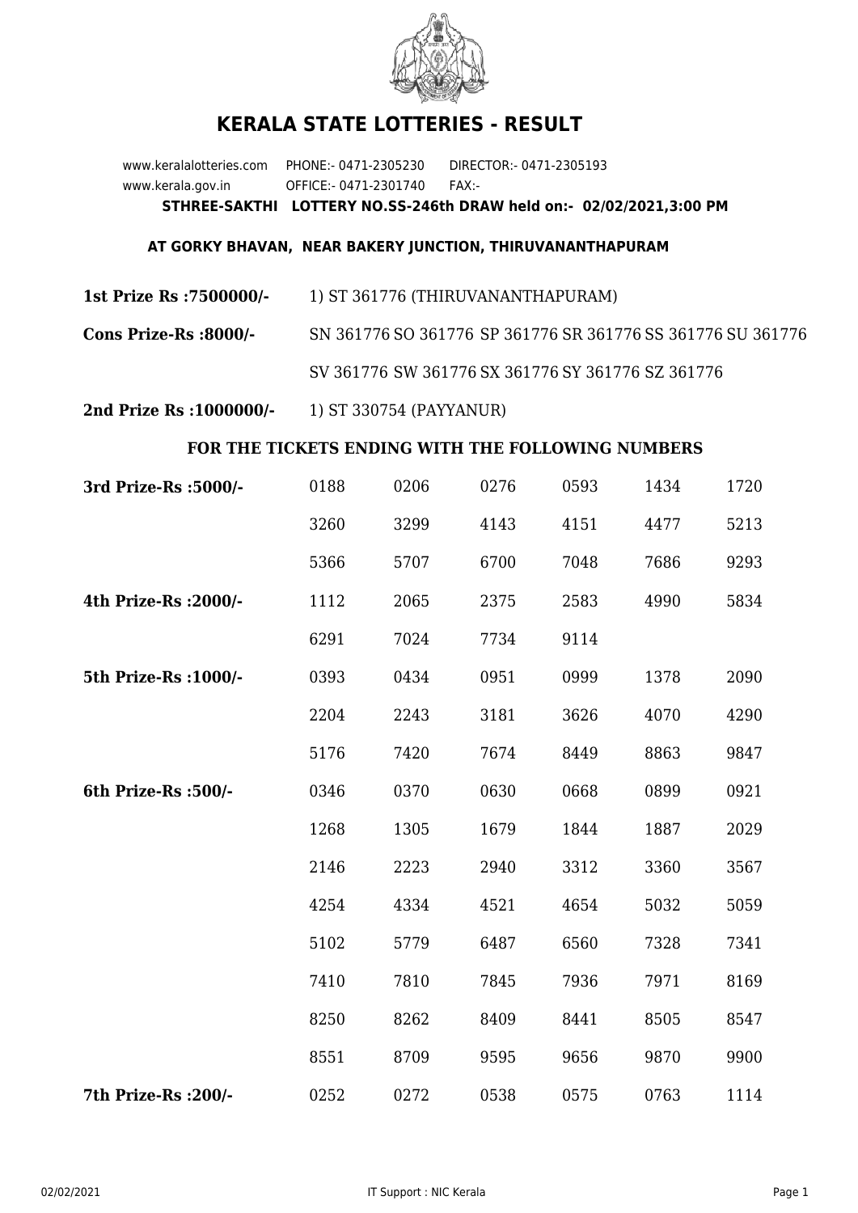# KERALA STATE LOTTERIES - RESULT

www.keralalotteries.com PHONE:- 0471-2305230 DIRECTOR:- 0471-2305193
www.kerala.gov.in OFFICE:- 0471-2301740 FAX:-

**STHREE-SAKTHI LOTTERY NO.SS-246th DRAW held on:- 02/02/2021,3:00 PM**

**AT GORKY BHAVAN, NEAR BAKERY JUNCTION, THIRUVANANTHAPURAM**

**1st Prize Rs :7500000/-** 1) ST 361776 (THIRUVANANTHAPURAM)

**Cons Prize-Rs :8000/-** SN 361776 SO 361776 SP 361776 SR 361776 SS 361776 SU 361776 SV 361776 SW 361776 SX 361776 SY 361776 SZ 361776

**2nd Prize Rs :1000000/-** 1) ST 330754 (PAYYANUR)

**FOR THE TICKETS ENDING WITH THE FOLLOWING NUMBERS**

| Prize | | | | | | |
|---|---|---|---|---|---|---|
| **3rd Prize-Rs :5000/-** | 0188 | 0206 | 0276 | 0593 | 1434 | 1720 |
| | 3260 | 3299 | 4143 | 4151 | 4477 | 5213 |
| | 5366 | 5707 | 6700 | 7048 | 7686 | 9293 |
| **4th Prize-Rs :2000/-** | 1112 | 2065 | 2375 | 2583 | 4990 | 5834 |
| | 6291 | 7024 | 7734 | 9114 | | |
| **5th Prize-Rs :1000/-** | 0393 | 0434 | 0951 | 0999 | 1378 | 2090 |
| | 2204 | 2243 | 3181 | 3626 | 4070 | 4290 |
| | 5176 | 7420 | 7674 | 8449 | 8863 | 9847 |
| **6th Prize-Rs :500/-** | 0346 | 0370 | 0630 | 0668 | 0899 | 0921 |
| | 1268 | 1305 | 1679 | 1844 | 1887 | 2029 |
| | 2146 | 2223 | 2940 | 3312 | 3360 | 3567 |
| | 4254 | 4334 | 4521 | 4654 | 5032 | 5059 |
| | 5102 | 5779 | 6487 | 6560 | 7328 | 7341 |
| | 7410 | 7810 | 7845 | 7936 | 7971 | 8169 |
| | 8250 | 8262 | 8409 | 8441 | 8505 | 8547 |
| | 8551 | 8709 | 9595 | 9656 | 9870 | 9900 |
| **7th Prize-Rs :200/-** | 0252 | 0272 | 0538 | 0575 | 0763 | 1114 |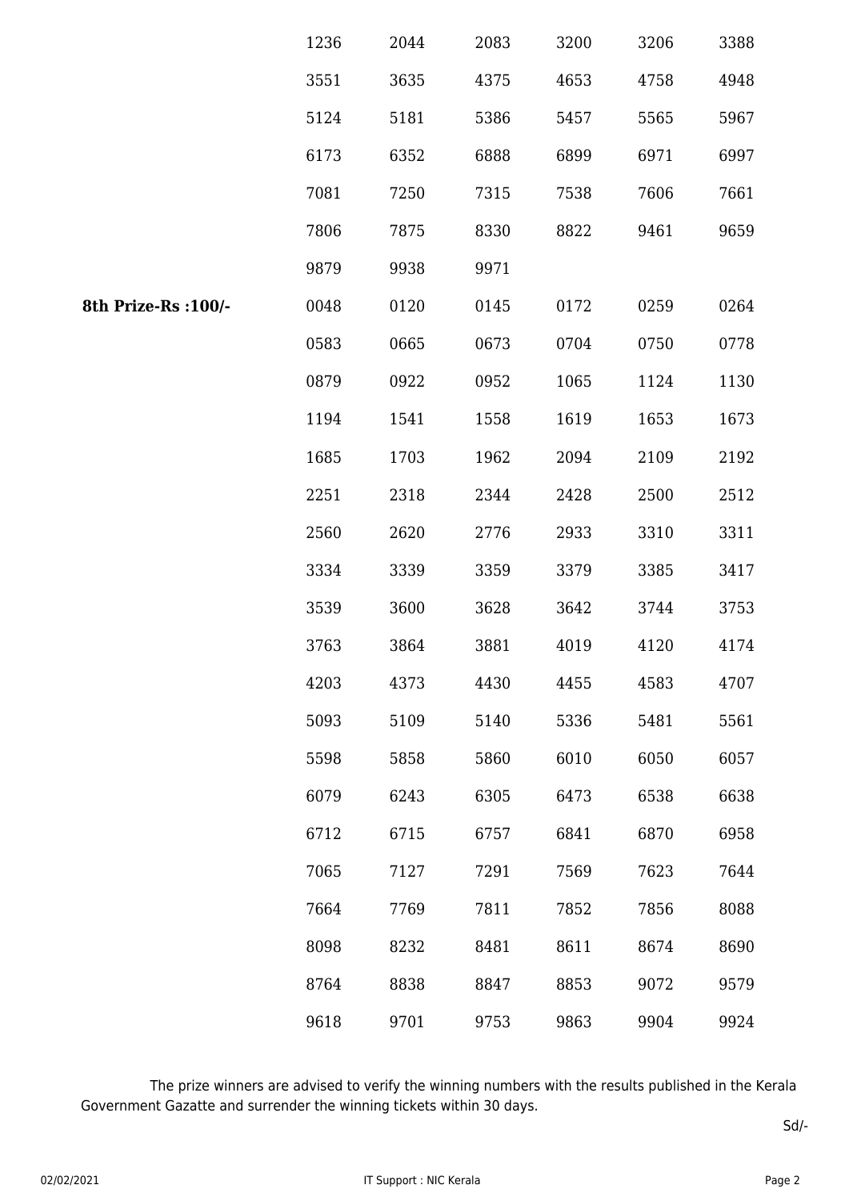| | | | | | | |
|---|---|---|---|---|---|---|
| | 1236 | 2044 | 2083 | 3200 | 3206 | 3388 |
| | 3551 | 3635 | 4375 | 4653 | 4758 | 4948 |
| | 5124 | 5181 | 5386 | 5457 | 5565 | 5967 |
| | 6173 | 6352 | 6888 | 6899 | 6971 | 6997 |
| | 7081 | 7250 | 7315 | 7538 | 7606 | 7661 |
| | 7806 | 7875 | 8330 | 8822 | 9461 | 9659 |
| | 9879 | 9938 | 9971 | | | |
| **8th Prize-Rs :100/-** | 0048 | 0120 | 0145 | 0172 | 0259 | 0264 |
| | 0583 | 0665 | 0673 | 0704 | 0750 | 0778 |
| | 0879 | 0922 | 0952 | 1065 | 1124 | 1130 |
| | 1194 | 1541 | 1558 | 1619 | 1653 | 1673 |
| | 1685 | 1703 | 1962 | 2094 | 2109 | 2192 |
| | 2251 | 2318 | 2344 | 2428 | 2500 | 2512 |
| | 2560 | 2620 | 2776 | 2933 | 3310 | 3311 |
| | 3334 | 3339 | 3359 | 3379 | 3385 | 3417 |
| | 3539 | 3600 | 3628 | 3642 | 3744 | 3753 |
| | 3763 | 3864 | 3881 | 4019 | 4120 | 4174 |
| | 4203 | 4373 | 4430 | 4455 | 4583 | 4707 |
| | 5093 | 5109 | 5140 | 5336 | 5481 | 5561 |
| | 5598 | 5858 | 5860 | 6010 | 6050 | 6057 |
| | 6079 | 6243 | 6305 | 6473 | 6538 | 6638 |
| | 6712 | 6715 | 6757 | 6841 | 6870 | 6958 |
| | 7065 | 7127 | 7291 | 7569 | 7623 | 7644 |
| | 7664 | 7769 | 7811 | 7852 | 7856 | 8088 |
| | 8098 | 8232 | 8481 | 8611 | 8674 | 8690 |
| | 8764 | 8838 | 8847 | 8853 | 9072 | 9579 |
| | 9618 | 9701 | 9753 | 9863 | 9904 | 9924 |

The prize winners are advised to verify the winning numbers with the results published in the Kerala Government Gazatte and surrender the winning tickets within 30 days.

Sd/-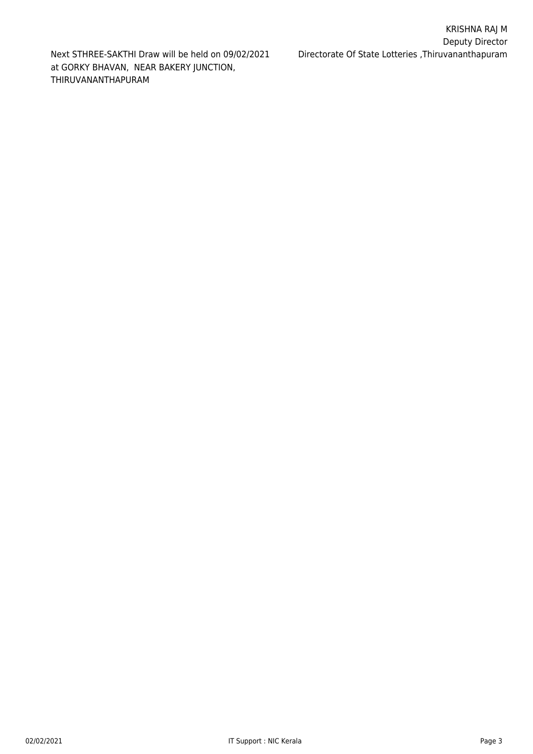KRISHNA RAJ M
Deputy Director
Directorate Of State Lotteries ,Thiruvananthapuram

Next STHREE-SAKTHI Draw will be held on 09/02/2021 at GORKY BHAVAN, NEAR BAKERY JUNCTION, THIRUVANANTHAPURAM